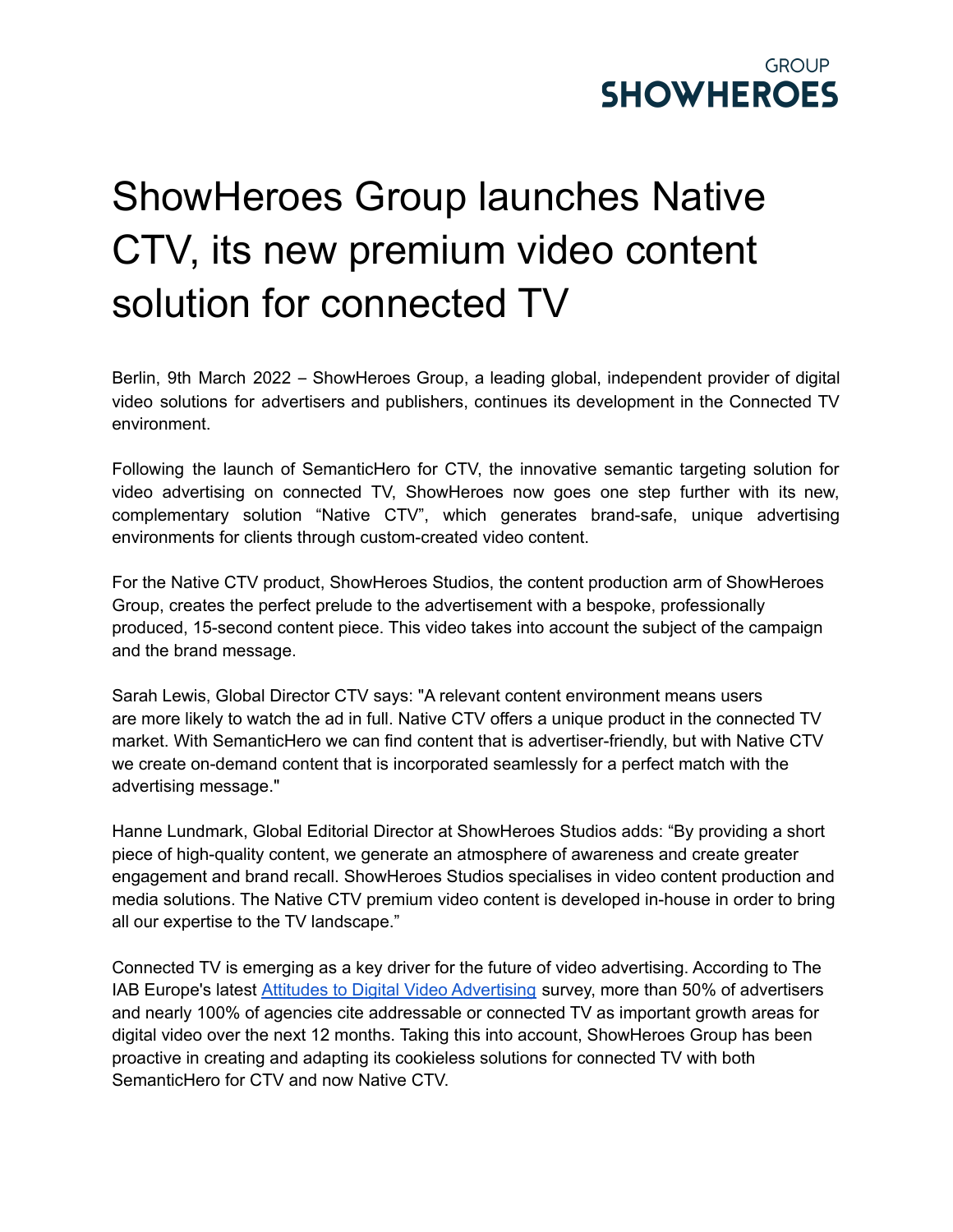GROUP
SHOWHEROES

# ShowHeroes Group launches Native CTV, its new premium video content solution for connected TV

Berlin, 9th March 2022 – ShowHeroes Group, a leading global, independent provider of digital video solutions for advertisers and publishers, continues its development in the Connected TV environment.

Following the launch of SemanticHero for CTV, the innovative semantic targeting solution for video advertising on connected TV, ShowHeroes now goes one step further with its new, complementary solution "Native CTV", which generates brand-safe, unique advertising environments for clients through custom-created video content.

For the Native CTV product, ShowHeroes Studios, the content production arm of ShowHeroes Group, creates the perfect prelude to the advertisement with a bespoke, professionally produced, 15-second content piece. This video takes into account the subject of the campaign and the brand message.

Sarah Lewis, Global Director CTV says: "A relevant content environment means users are more likely to watch the ad in full. Native CTV offers a unique product in the connected TV market. With SemanticHero we can find content that is advertiser-friendly, but with Native CTV we create on-demand content that is incorporated seamlessly for a perfect match with the advertising message."

Hanne Lundmark, Global Editorial Director at ShowHeroes Studios adds: "By providing a short piece of high-quality content, we generate an atmosphere of awareness and create greater engagement and brand recall. ShowHeroes Studios specialises in video content production and media solutions. The Native CTV premium video content is developed in-house in order to bring all our expertise to the TV landscape."

Connected TV is emerging as a key driver for the future of video advertising. According to The IAB Europe's latest Attitudes to Digital Video Advertising survey, more than 50% of advertisers and nearly 100% of agencies cite addressable or connected TV as important growth areas for digital video over the next 12 months. Taking this into account, ShowHeroes Group has been proactive in creating and adapting its cookieless solutions for connected TV with both SemanticHero for CTV and now Native CTV.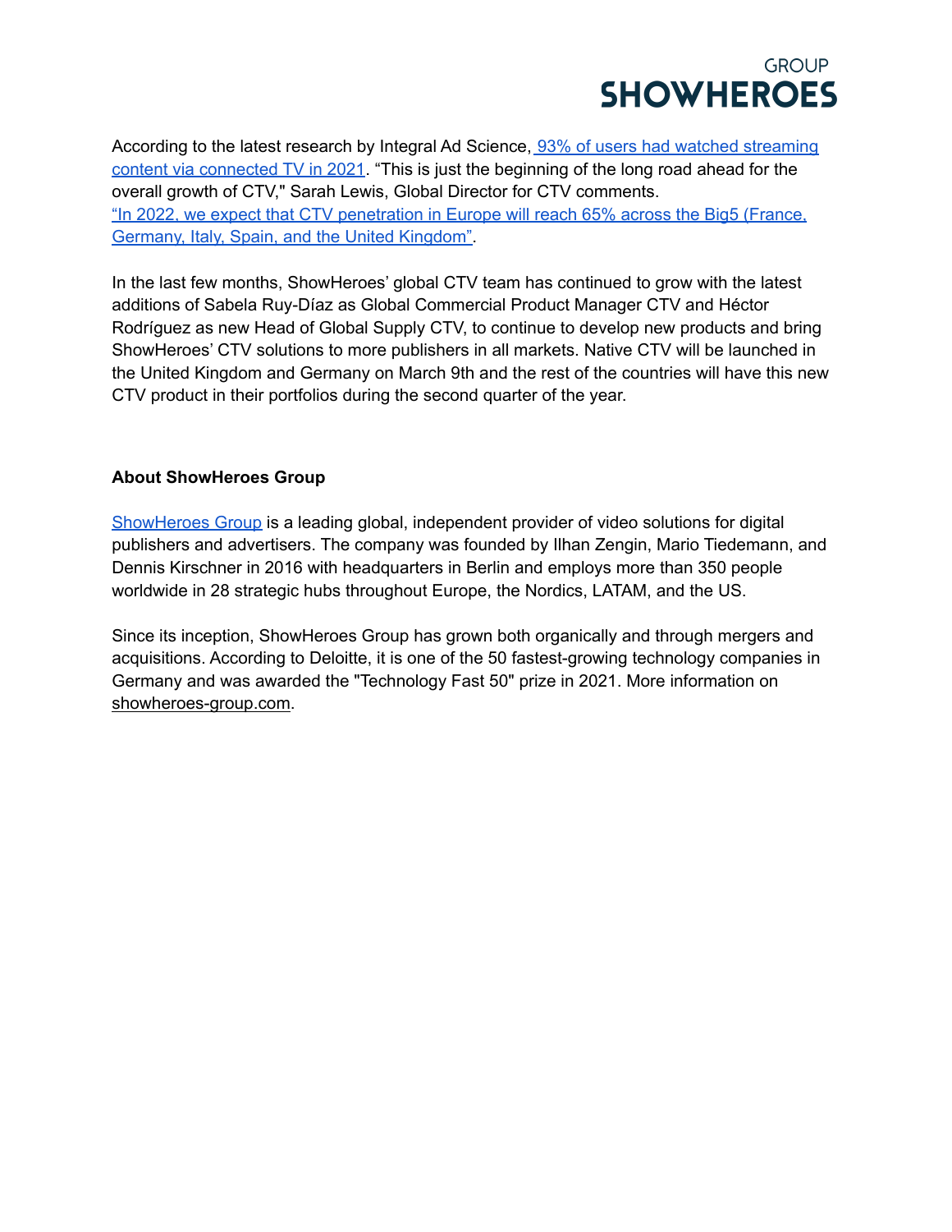According to the latest research by Integral Ad Science, 93% of users had watched streaming content via connected TV in 2021. "This is just the beginning of the long road ahead for the overall growth of CTV," Sarah Lewis, Global Director for CTV comments. "In 2022, we expect that CTV penetration in Europe will reach 65% across the Big5 (France, Germany, Italy, Spain, and the United Kingdom".

In the last few months, ShowHeroes' global CTV team has continued to grow with the latest additions of Sabela Ruy-Díaz as Global Commercial Product Manager CTV and Héctor Rodríguez as new Head of Global Supply CTV, to continue to develop new products and bring ShowHeroes' CTV solutions to more publishers in all markets. Native CTV will be launched in the United Kingdom and Germany on March 9th and the rest of the countries will have this new CTV product in their portfolios during the second quarter of the year.

**About ShowHeroes Group**

ShowHeroes Group is a leading global, independent provider of video solutions for digital publishers and advertisers. The company was founded by Ilhan Zengin, Mario Tiedemann, and Dennis Kirschner in 2016 with headquarters in Berlin and employs more than 350 people worldwide in 28 strategic hubs throughout Europe, the Nordics, LATAM, and the US.

Since its inception, ShowHeroes Group has grown both organically and through mergers and acquisitions. According to Deloitte, it is one of the 50 fastest-growing technology companies in Germany and was awarded the "Technology Fast 50" prize in 2021. More information on showheroes-group.com.